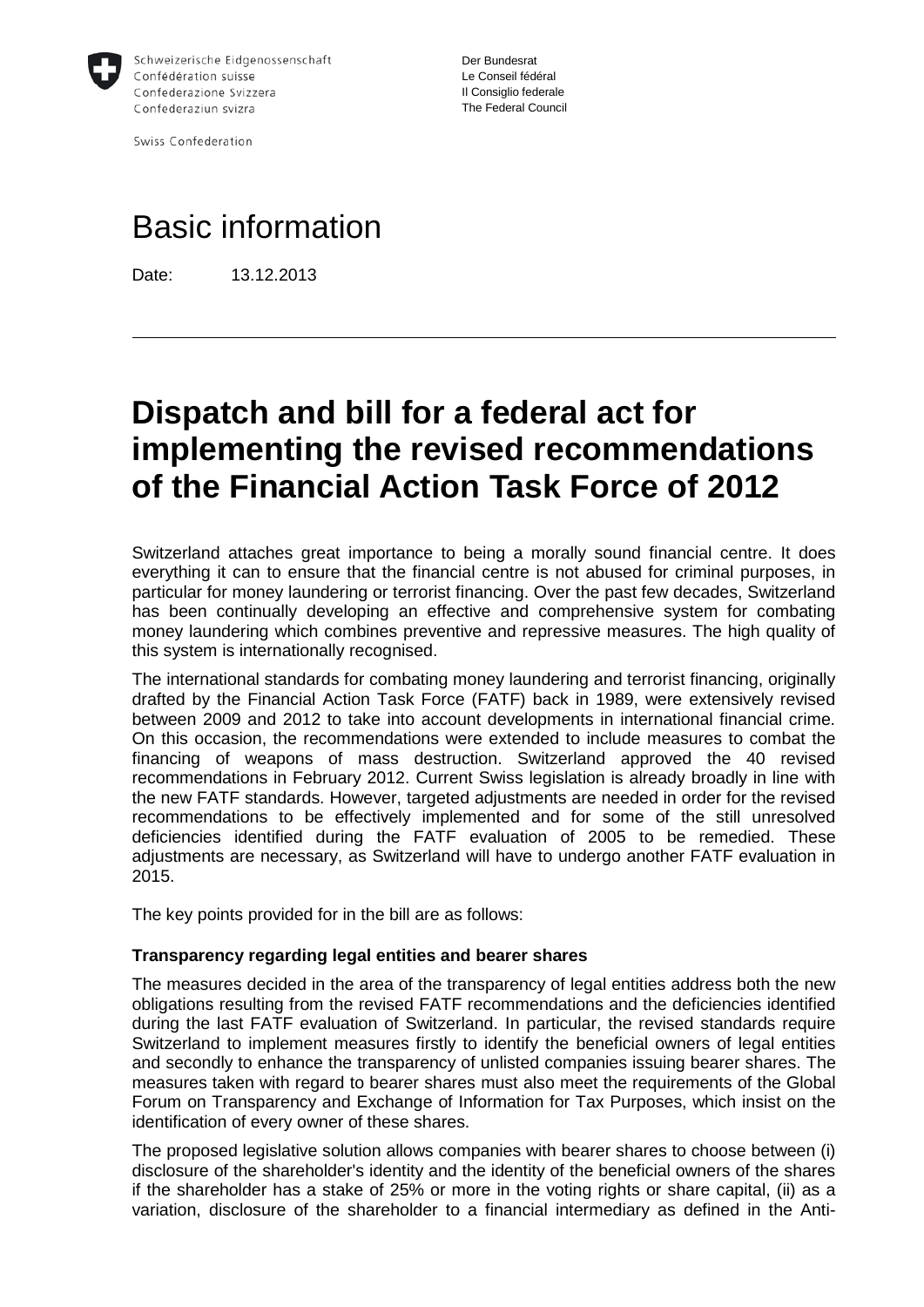Schweizerische Eidgenossenschaft
Confédération suisse
Confederazione Svizzera
Confederaziun svizra

Swiss Confederation

Der Bundesrat
Le Conseil fédéral
Il Consiglio federale
The Federal Council

# Basic information

Date: 13.12.2013

---

# Dispatch and bill for a federal act for implementing the revised recommendations of the Financial Action Task Force of 2012

Switzerland attaches great importance to being a morally sound financial centre. It does everything it can to ensure that the financial centre is not abused for criminal purposes, in particular for money laundering or terrorist financing. Over the past few decades, Switzerland has been continually developing an effective and comprehensive system for combating money laundering which combines preventive and repressive measures. The high quality of this system is internationally recognised.

The international standards for combating money laundering and terrorist financing, originally drafted by the Financial Action Task Force (FATF) back in 1989, were extensively revised between 2009 and 2012 to take into account developments in international financial crime. On this occasion, the recommendations were extended to include measures to combat the financing of weapons of mass destruction. Switzerland approved the 40 revised recommendations in February 2012. Current Swiss legislation is already broadly in line with the new FATF standards. However, targeted adjustments are needed in order for the revised recommendations to be effectively implemented and for some of the still unresolved deficiencies identified during the FATF evaluation of 2005 to be remedied. These adjustments are necessary, as Switzerland will have to undergo another FATF evaluation in 2015.

The key points provided for in the bill are as follows:

**Transparency regarding legal entities and bearer shares**

The measures decided in the area of the transparency of legal entities address both the new obligations resulting from the revised FATF recommendations and the deficiencies identified during the last FATF evaluation of Switzerland. In particular, the revised standards require Switzerland to implement measures firstly to identify the beneficial owners of legal entities and secondly to enhance the transparency of unlisted companies issuing bearer shares. The measures taken with regard to bearer shares must also meet the requirements of the Global Forum on Transparency and Exchange of Information for Tax Purposes, which insist on the identification of every owner of these shares.

The proposed legislative solution allows companies with bearer shares to choose between (i) disclosure of the shareholder's identity and the identity of the beneficial owners of the shares if the shareholder has a stake of 25% or more in the voting rights or share capital, (ii) as a variation, disclosure of the shareholder to a financial intermediary as defined in the Anti-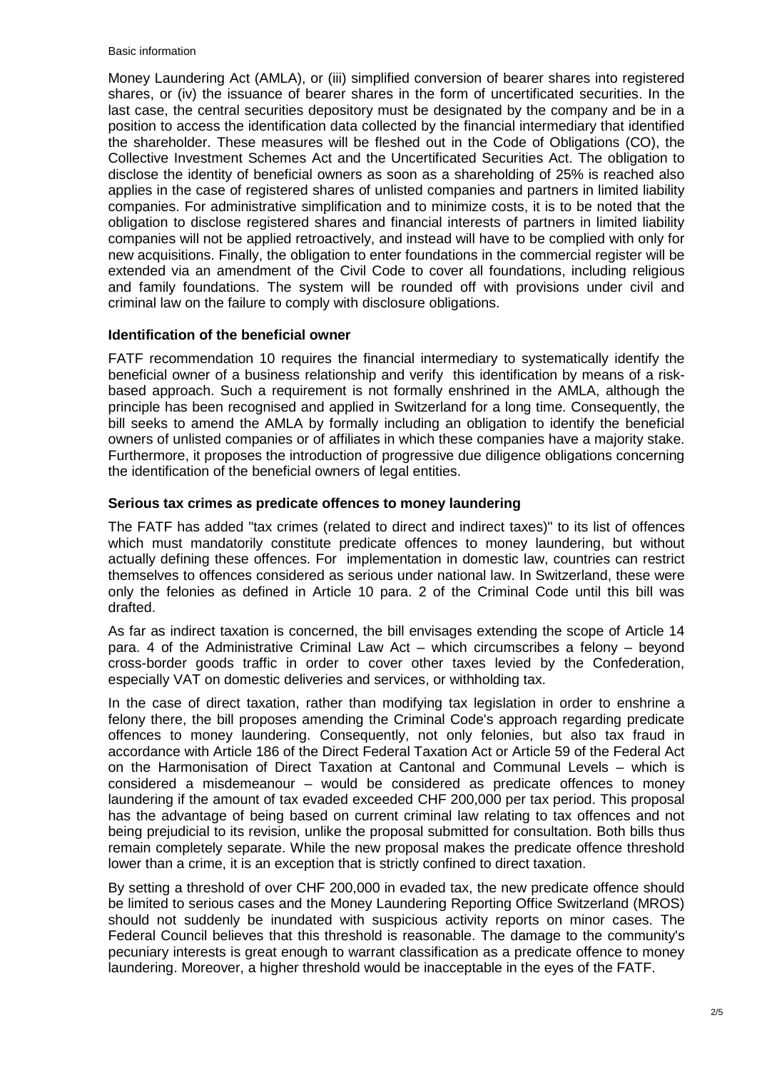Money Laundering Act (AMLA), or (iii) simplified conversion of bearer shares into registered shares, or (iv) the issuance of bearer shares in the form of uncertificated securities. In the last case, the central securities depository must be designated by the company and be in a position to access the identification data collected by the financial intermediary that identified the shareholder. These measures will be fleshed out in the Code of Obligations (CO), the Collective Investment Schemes Act and the Uncertificated Securities Act. The obligation to disclose the identity of beneficial owners as soon as a shareholding of 25% is reached also applies in the case of registered shares of unlisted companies and partners in limited liability companies. For administrative simplification and to minimize costs, it is to be noted that the obligation to disclose registered shares and financial interests of partners in limited liability companies will not be applied retroactively, and instead will have to be complied with only for new acquisitions. Finally, the obligation to enter foundations in the commercial register will be extended via an amendment of the Civil Code to cover all foundations, including religious and family foundations. The system will be rounded off with provisions under civil and criminal law on the failure to comply with disclosure obligations.

### Identification of the beneficial owner

FATF recommendation 10 requires the financial intermediary to systematically identify the beneficial owner of a business relationship and verify this identification by means of a risk-based approach. Such a requirement is not formally enshrined in the AMLA, although the principle has been recognised and applied in Switzerland for a long time. Consequently, the bill seeks to amend the AMLA by formally including an obligation to identify the beneficial owners of unlisted companies or of affiliates in which these companies have a majority stake. Furthermore, it proposes the introduction of progressive due diligence obligations concerning the identification of the beneficial owners of legal entities.

### Serious tax crimes as predicate offences to money laundering

The FATF has added "tax crimes (related to direct and indirect taxes)" to its list of offences which must mandatorily constitute predicate offences to money laundering, but without actually defining these offences. For implementation in domestic law, countries can restrict themselves to offences considered as serious under national law. In Switzerland, these were only the felonies as defined in Article 10 para. 2 of the Criminal Code until this bill was drafted.

As far as indirect taxation is concerned, the bill envisages extending the scope of Article 14 para. 4 of the Administrative Criminal Law Act – which circumscribes a felony – beyond cross-border goods traffic in order to cover other taxes levied by the Confederation, especially VAT on domestic deliveries and services, or withholding tax.

In the case of direct taxation, rather than modifying tax legislation in order to enshrine a felony there, the bill proposes amending the Criminal Code's approach regarding predicate offences to money laundering. Consequently, not only felonies, but also tax fraud in accordance with Article 186 of the Direct Federal Taxation Act or Article 59 of the Federal Act on the Harmonisation of Direct Taxation at Cantonal and Communal Levels – which is considered a misdemeanour – would be considered as predicate offences to money laundering if the amount of tax evaded exceeded CHF 200,000 per tax period. This proposal has the advantage of being based on current criminal law relating to tax offences and not being prejudicial to its revision, unlike the proposal submitted for consultation. Both bills thus remain completely separate. While the new proposal makes the predicate offence threshold lower than a crime, it is an exception that is strictly confined to direct taxation.

By setting a threshold of over CHF 200,000 in evaded tax, the new predicate offence should be limited to serious cases and the Money Laundering Reporting Office Switzerland (MROS) should not suddenly be inundated with suspicious activity reports on minor cases. The Federal Council believes that this threshold is reasonable. The damage to the community's pecuniary interests is great enough to warrant classification as a predicate offence to money laundering. Moreover, a higher threshold would be inacceptable in the eyes of the FATF.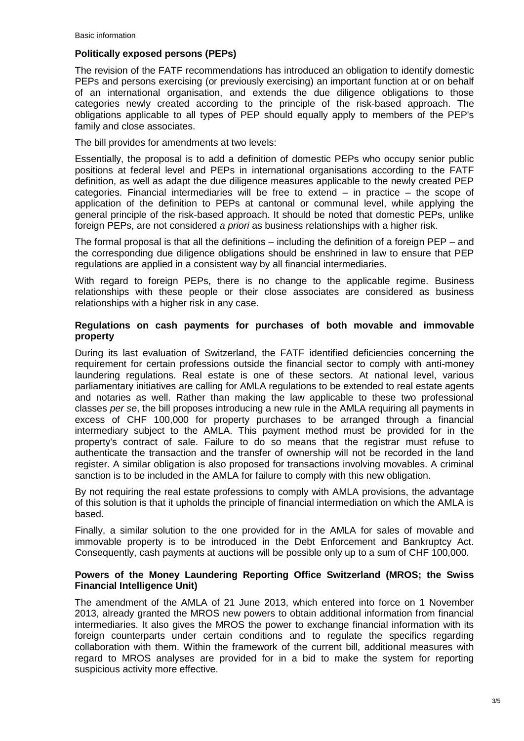**Politically exposed persons (PEPs)**

The revision of the FATF recommendations has introduced an obligation to identify domestic PEPs and persons exercising (or previously exercising) an important function at or on behalf of an international organisation, and extends the due diligence obligations to those categories newly created according to the principle of the risk-based approach. The obligations applicable to all types of PEP should equally apply to members of the PEP's family and close associates.

The bill provides for amendments at two levels:

Essentially, the proposal is to add a definition of domestic PEPs who occupy senior public positions at federal level and PEPs in international organisations according to the FATF definition, as well as adapt the due diligence measures applicable to the newly created PEP categories. Financial intermediaries will be free to extend – in practice – the scope of application of the definition to PEPs at cantonal or communal level, while applying the general principle of the risk-based approach. It should be noted that domestic PEPs, unlike foreign PEPs, are not considered *a priori* as business relationships with a higher risk.

The formal proposal is that all the definitions – including the definition of a foreign PEP – and the corresponding due diligence obligations should be enshrined in law to ensure that PEP regulations are applied in a consistent way by all financial intermediaries.

With regard to foreign PEPs, there is no change to the applicable regime. Business relationships with these people or their close associates are considered as business relationships with a higher risk in any case.

**Regulations on cash payments for purchases of both movable and immovable property**

During its last evaluation of Switzerland, the FATF identified deficiencies concerning the requirement for certain professions outside the financial sector to comply with anti-money laundering regulations. Real estate is one of these sectors. At national level, various parliamentary initiatives are calling for AMLA regulations to be extended to real estate agents and notaries as well. Rather than making the law applicable to these two professional classes *per se*, the bill proposes introducing a new rule in the AMLA requiring all payments in excess of CHF 100,000 for property purchases to be arranged through a financial intermediary subject to the AMLA. This payment method must be provided for in the property's contract of sale. Failure to do so means that the registrar must refuse to authenticate the transaction and the transfer of ownership will not be recorded in the land register. A similar obligation is also proposed for transactions involving movables. A criminal sanction is to be included in the AMLA for failure to comply with this new obligation.

By not requiring the real estate professions to comply with AMLA provisions, the advantage of this solution is that it upholds the principle of financial intermediation on which the AMLA is based.

Finally, a similar solution to the one provided for in the AMLA for sales of movable and immovable property is to be introduced in the Debt Enforcement and Bankruptcy Act. Consequently, cash payments at auctions will be possible only up to a sum of CHF 100,000.

**Powers of the Money Laundering Reporting Office Switzerland (MROS; the Swiss Financial Intelligence Unit)**

The amendment of the AMLA of 21 June 2013, which entered into force on 1 November 2013, already granted the MROS new powers to obtain additional information from financial intermediaries. It also gives the MROS the power to exchange financial information with its foreign counterparts under certain conditions and to regulate the specifics regarding collaboration with them. Within the framework of the current bill, additional measures with regard to MROS analyses are provided for in a bid to make the system for reporting suspicious activity more effective.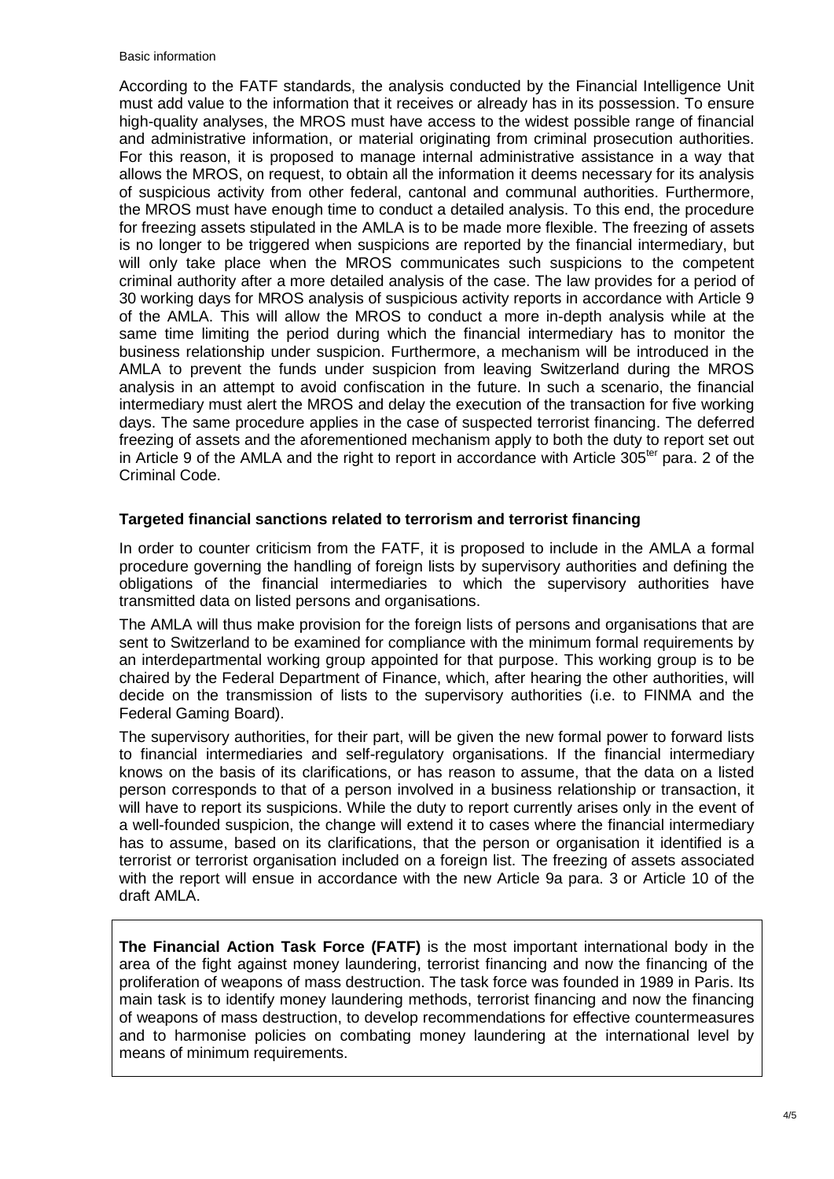According to the FATF standards, the analysis conducted by the Financial Intelligence Unit must add value to the information that it receives or already has in its possession. To ensure high-quality analyses, the MROS must have access to the widest possible range of financial and administrative information, or material originating from criminal prosecution authorities. For this reason, it is proposed to manage internal administrative assistance in a way that allows the MROS, on request, to obtain all the information it deems necessary for its analysis of suspicious activity from other federal, cantonal and communal authorities. Furthermore, the MROS must have enough time to conduct a detailed analysis. To this end, the procedure for freezing assets stipulated in the AMLA is to be made more flexible. The freezing of assets is no longer to be triggered when suspicions are reported by the financial intermediary, but will only take place when the MROS communicates such suspicions to the competent criminal authority after a more detailed analysis of the case. The law provides for a period of 30 working days for MROS analysis of suspicious activity reports in accordance with Article 9 of the AMLA. This will allow the MROS to conduct a more in-depth analysis while at the same time limiting the period during which the financial intermediary has to monitor the business relationship under suspicion. Furthermore, a mechanism will be introduced in the AMLA to prevent the funds under suspicion from leaving Switzerland during the MROS analysis in an attempt to avoid confiscation in the future. In such a scenario, the financial intermediary must alert the MROS and delay the execution of the transaction for five working days. The same procedure applies in the case of suspected terrorist financing. The deferred freezing of assets and the aforementioned mechanism apply to both the duty to report set out in Article 9 of the AMLA and the right to report in accordance with Article 305[ter] para. 2 of the Criminal Code.

**Targeted financial sanctions related to terrorism and terrorist financing**

In order to counter criticism from the FATF, it is proposed to include in the AMLA a formal procedure governing the handling of foreign lists by supervisory authorities and defining the obligations of the financial intermediaries to which the supervisory authorities have transmitted data on listed persons and organisations.

The AMLA will thus make provision for the foreign lists of persons and organisations that are sent to Switzerland to be examined for compliance with the minimum formal requirements by an interdepartmental working group appointed for that purpose. This working group is to be chaired by the Federal Department of Finance, which, after hearing the other authorities, will decide on the transmission of lists to the supervisory authorities (i.e. to FINMA and the Federal Gaming Board).

The supervisory authorities, for their part, will be given the new formal power to forward lists to financial intermediaries and self-regulatory organisations. If the financial intermediary knows on the basis of its clarifications, or has reason to assume, that the data on a listed person corresponds to that of a person involved in a business relationship or transaction, it will have to report its suspicions. While the duty to report currently arises only in the event of a well-founded suspicion, the change will extend it to cases where the financial intermediary has to assume, based on its clarifications, that the person or organisation it identified is a terrorist or terrorist organisation included on a foreign list. The freezing of assets associated with the report will ensue in accordance with the new Article 9a para. 3 or Article 10 of the draft AMLA.

**The Financial Action Task Force (FATF)** is the most important international body in the area of the fight against money laundering, terrorist financing and now the financing of the proliferation of weapons of mass destruction. The task force was founded in 1989 in Paris. Its main task is to identify money laundering methods, terrorist financing and now the financing of weapons of mass destruction, to develop recommendations for effective countermeasures and to harmonise policies on combating money laundering at the international level by means of minimum requirements.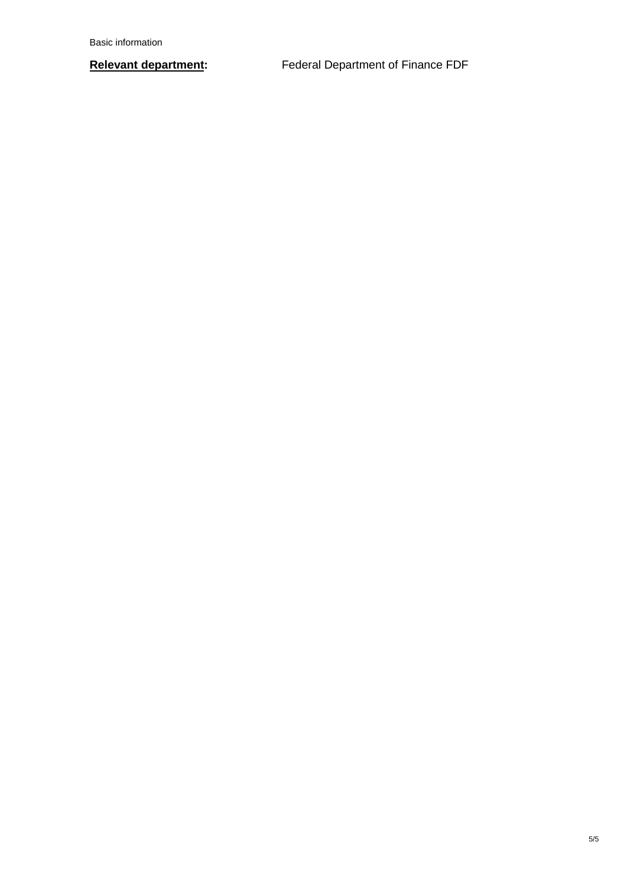Basic information

**<u>Relevant department</u>:** Federal Department of Finance FDF